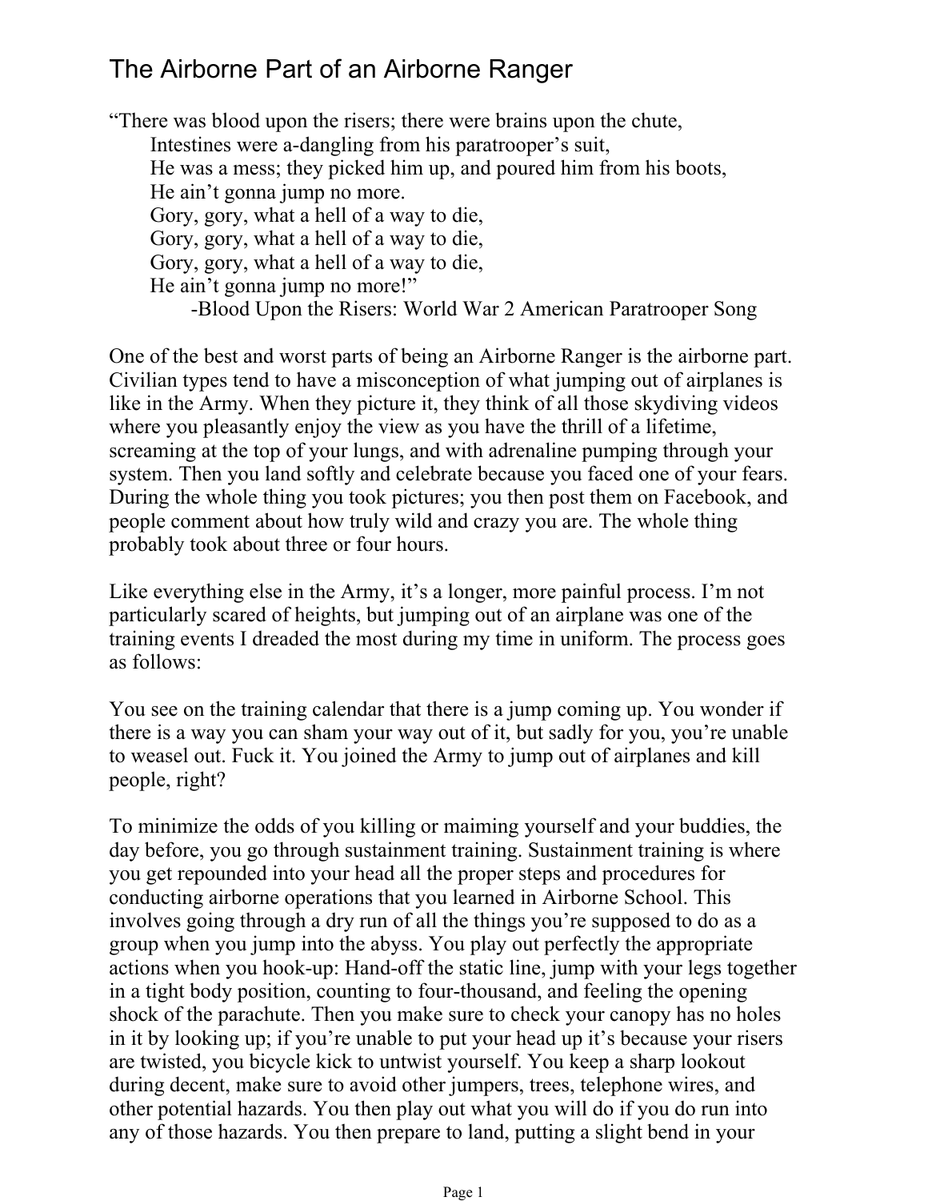# The Airborne Part of an Airborne Ranger

"There was blood upon the risers; there were brains upon the chute,
Intestines were a-dangling from his paratrooper's suit,
He was a mess; they picked him up, and poured him from his boots,
He ain't gonna jump no more.
Gory, gory, what a hell of a way to die,
Gory, gory, what a hell of a way to die,
Gory, gory, what a hell of a way to die,
He ain't gonna jump no more!"
-Blood Upon the Risers: World War 2 American Paratrooper Song

One of the best and worst parts of being an Airborne Ranger is the airborne part. Civilian types tend to have a misconception of what jumping out of airplanes is like in the Army. When they picture it, they think of all those skydiving videos where you pleasantly enjoy the view as you have the thrill of a lifetime, screaming at the top of your lungs, and with adrenaline pumping through your system. Then you land softly and celebrate because you faced one of your fears. During the whole thing you took pictures; you then post them on Facebook, and people comment about how truly wild and crazy you are. The whole thing probably took about three or four hours.

Like everything else in the Army, it's a longer, more painful process. I'm not particularly scared of heights, but jumping out of an airplane was one of the training events I dreaded the most during my time in uniform. The process goes as follows:

You see on the training calendar that there is a jump coming up. You wonder if there is a way you can sham your way out of it, but sadly for you, you're unable to weasel out. Fuck it. You joined the Army to jump out of airplanes and kill people, right?

To minimize the odds of you killing or maiming yourself and your buddies, the day before, you go through sustainment training. Sustainment training is where you get repounded into your head all the proper steps and procedures for conducting airborne operations that you learned in Airborne School. This involves going through a dry run of all the things you're supposed to do as a group when you jump into the abyss. You play out perfectly the appropriate actions when you hook-up: Hand-off the static line, jump with your legs together in a tight body position, counting to four-thousand, and feeling the opening shock of the parachute. Then you make sure to check your canopy has no holes in it by looking up; if you're unable to put your head up it's because your risers are twisted, you bicycle kick to untwist yourself. You keep a sharp lookout during decent, make sure to avoid other jumpers, trees, telephone wires, and other potential hazards. You then play out what you will do if you do run into any of those hazards. You then prepare to land, putting a slight bend in your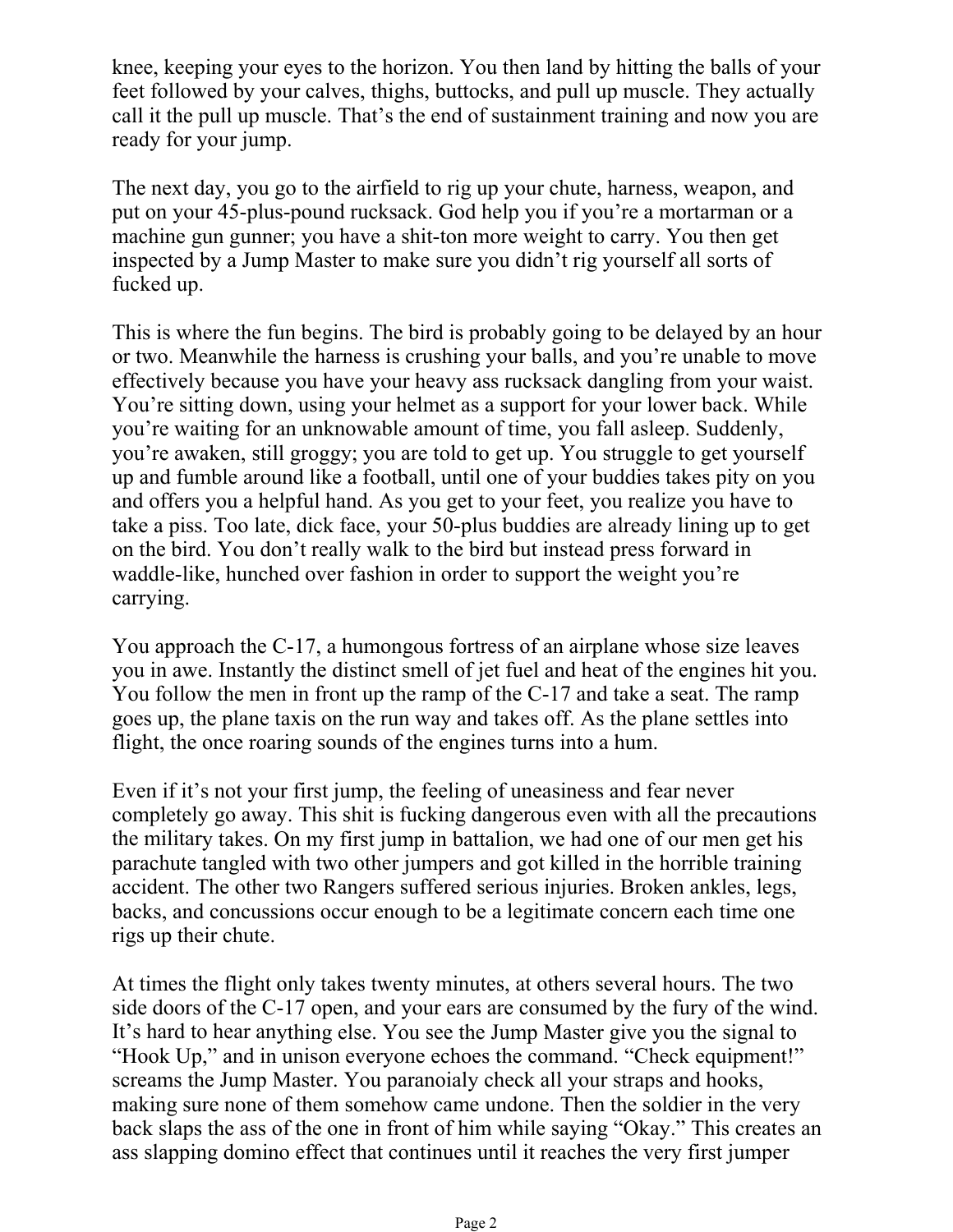knee, keeping your eyes to the horizon. You then land by hitting the balls of your feet followed by your calves, thighs, buttocks, and pull up muscle. They actually call it the pull up muscle. That's the end of sustainment training and now you are ready for your jump.

The next day, you go to the airfield to rig up your chute, harness, weapon, and put on your 45-plus-pound rucksack. God help you if you're a mortarman or a machine gun gunner; you have a shit-ton more weight to carry. You then get inspected by a Jump Master to make sure you didn't rig yourself all sorts of fucked up.

This is where the fun begins. The bird is probably going to be delayed by an hour or two. Meanwhile the harness is crushing your balls, and you're unable to move effectively because you have your heavy ass rucksack dangling from your waist. You're sitting down, using your helmet as a support for your lower back. While you're waiting for an unknowable amount of time, you fall asleep. Suddenly, you're awaken, still groggy; you are told to get up. You struggle to get yourself up and fumble around like a football, until one of your buddies takes pity on you and offers you a helpful hand. As you get to your feet, you realize you have to take a piss. Too late, dick face, your 50-plus buddies are already lining up to get on the bird. You don't really walk to the bird but instead press forward in waddle-like, hunched over fashion in order to support the weight you're carrying.

You approach the C-17, a humongous fortress of an airplane whose size leaves you in awe. Instantly the distinct smell of jet fuel and heat of the engines hit you. You follow the men in front up the ramp of the C-17 and take a seat. The ramp goes up, the plane taxis on the run way and takes off. As the plane settles into flight, the once roaring sounds of the engines turns into a hum.

Even if it's not your first jump, the feeling of uneasiness and fear never completely go away. This shit is fucking dangerous even with all the precautions the military takes. On my first jump in battalion, we had one of our men get his parachute tangled with two other jumpers and got killed in the horrible training accident. The other two Rangers suffered serious injuries. Broken ankles, legs, backs, and concussions occur enough to be a legitimate concern each time one rigs up their chute.

At times the flight only takes twenty minutes, at others several hours. The two side doors of the C-17 open, and your ears are consumed by the fury of the wind. It's hard to hear anything else. You see the Jump Master give you the signal to "Hook Up," and in unison everyone echoes the command. "Check equipment!" screams the Jump Master. You paranoialy check all your straps and hooks, making sure none of them somehow came undone. Then the soldier in the very back slaps the ass of the one in front of him while saying "Okay." This creates an ass slapping domino effect that continues until it reaches the very first jumper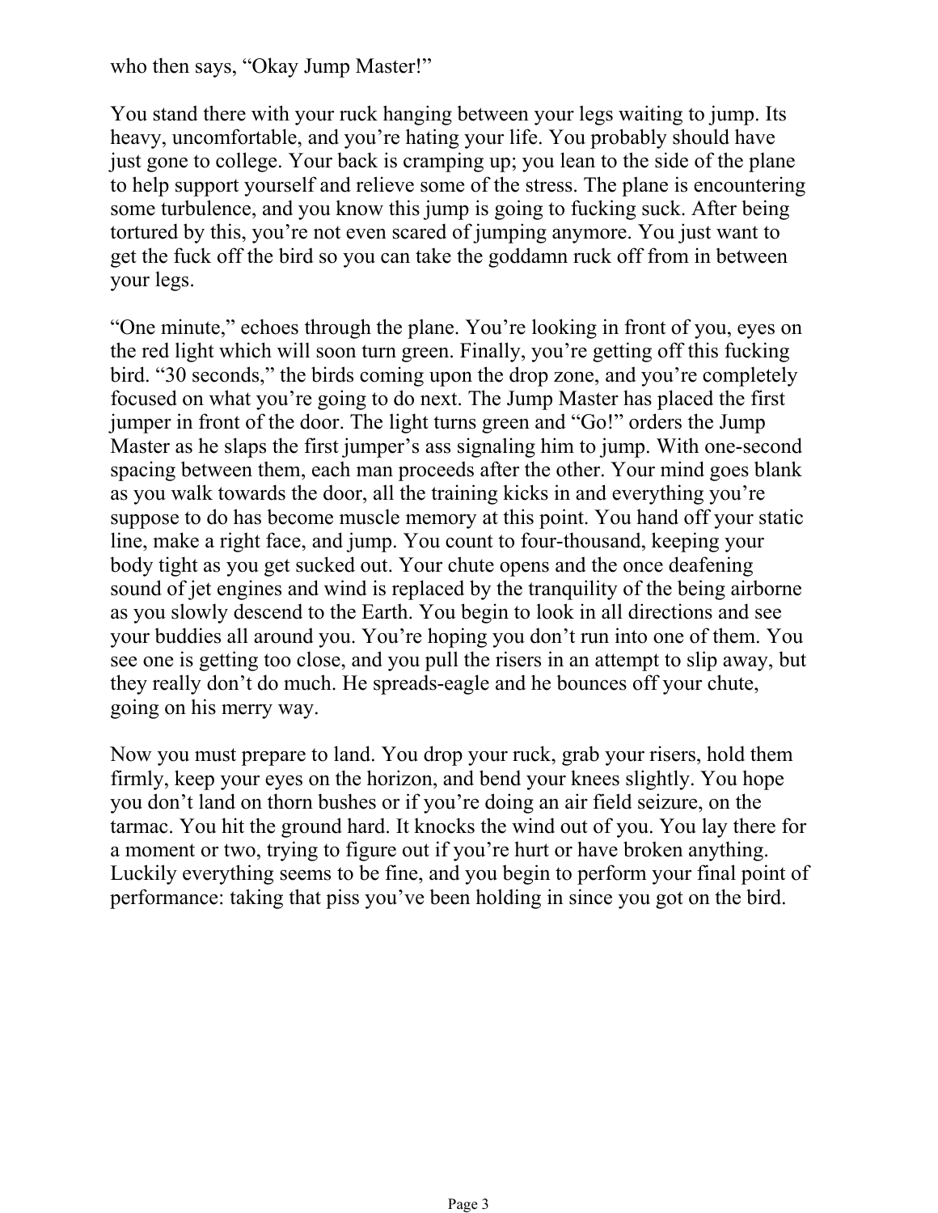who then says, “Okay Jump Master!”

You stand there with your ruck hanging between your legs waiting to jump. Its heavy, uncomfortable, and you’re hating your life. You probably should have just gone to college. Your back is cramping up; you lean to the side of the plane to help support yourself and relieve some of the stress. The plane is encountering some turbulence, and you know this jump is going to fucking suck. After being tortured by this, you’re not even scared of jumping anymore. You just want to get the fuck off the bird so you can take the goddamn ruck off from in between your legs.

“One minute,” echoes through the plane. You’re looking in front of you, eyes on the red light which will soon turn green. Finally, you’re getting off this fucking bird. “30 seconds,” the birds coming upon the drop zone, and you’re completely focused on what you’re going to do next. The Jump Master has placed the first jumper in front of the door. The light turns green and “Go!” orders the Jump Master as he slaps the first jumper’s ass signaling him to jump. With one-second spacing between them, each man proceeds after the other. Your mind goes blank as you walk towards the door, all the training kicks in and everything you’re suppose to do has become muscle memory at this point. You hand off your static line, make a right face, and jump. You count to four-thousand, keeping your body tight as you get sucked out. Your chute opens and the once deafening sound of jet engines and wind is replaced by the tranquility of the being airborne as you slowly descend to the Earth. You begin to look in all directions and see your buddies all around you. You’re hoping you don’t run into one of them. You see one is getting too close, and you pull the risers in an attempt to slip away, but they really don’t do much. He spreads-eagle and he bounces off your chute, going on his merry way.

Now you must prepare to land. You drop your ruck, grab your risers, hold them firmly, keep your eyes on the horizon, and bend your knees slightly. You hope you don’t land on thorn bushes or if you’re doing an air field seizure, on the tarmac. You hit the ground hard. It knocks the wind out of you. You lay there for a moment or two, trying to figure out if you’re hurt or have broken anything. Luckily everything seems to be fine, and you begin to perform your final point of performance: taking that piss you’ve been holding in since you got on the bird.